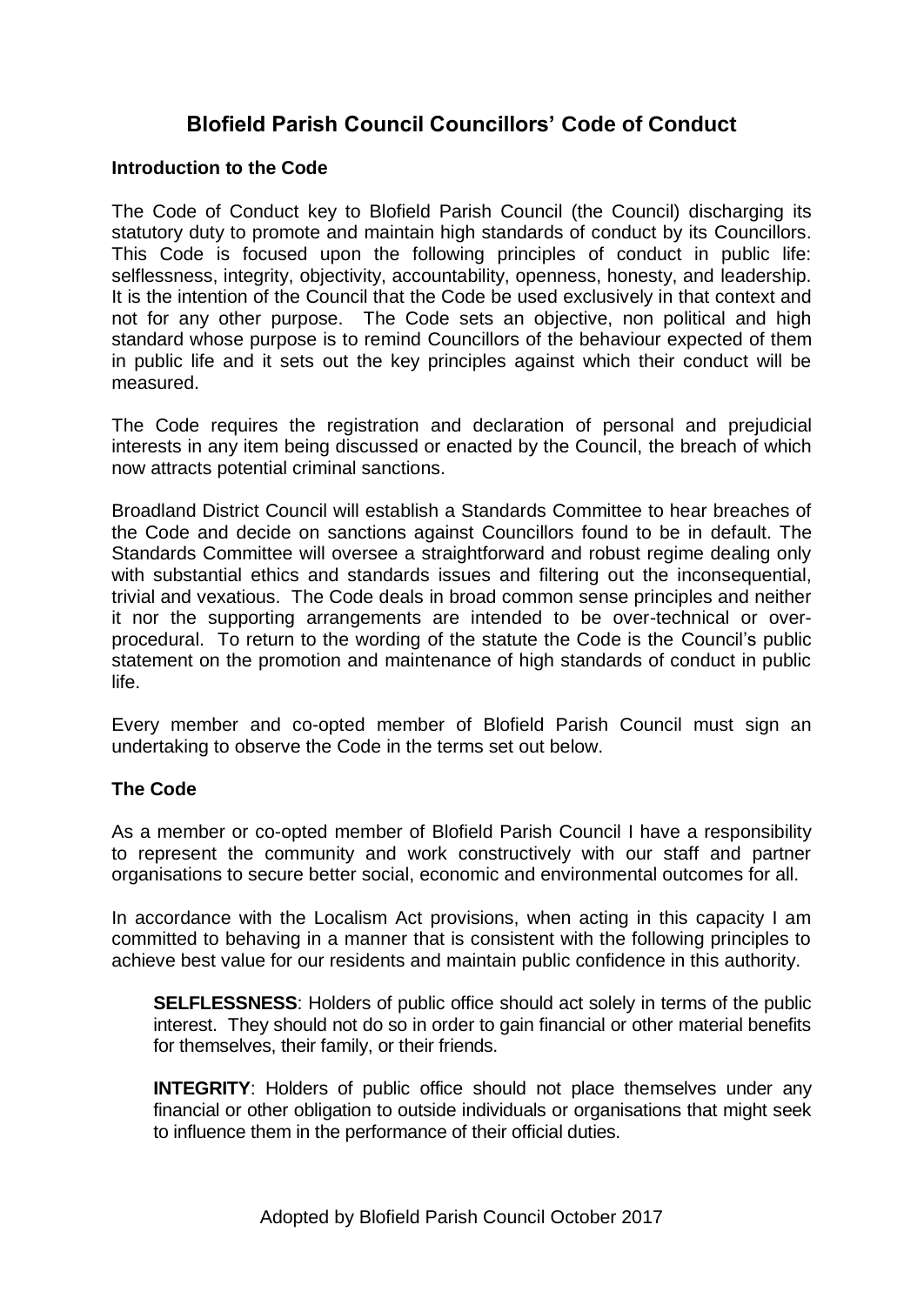# Blofield Parish Council Councillors' Code of Conduct

**Introduction to the Code**

The Code of Conduct key to Blofield Parish Council (the Council) discharging its statutory duty to promote and maintain high standards of conduct by its Councillors. This Code is focused upon the following principles of conduct in public life: selflessness, integrity, objectivity, accountability, openness, honesty, and leadership. It is the intention of the Council that the Code be used exclusively in that context and not for any other purpose. The Code sets an objective, non political and high standard whose purpose is to remind Councillors of the behaviour expected of them in public life and it sets out the key principles against which their conduct will be measured.

The Code requires the registration and declaration of personal and prejudicial interests in any item being discussed or enacted by the Council, the breach of which now attracts potential criminal sanctions.

Broadland District Council will establish a Standards Committee to hear breaches of the Code and decide on sanctions against Councillors found to be in default. The Standards Committee will oversee a straightforward and robust regime dealing only with substantial ethics and standards issues and filtering out the inconsequential, trivial and vexatious. The Code deals in broad common sense principles and neither it nor the supporting arrangements are intended to be over-technical or over-procedural. To return to the wording of the statute the Code is the Council's public statement on the promotion and maintenance of high standards of conduct in public life.

Every member and co-opted member of Blofield Parish Council must sign an undertaking to observe the Code in the terms set out below.

**The Code**

As a member or co-opted member of Blofield Parish Council I have a responsibility to represent the community and work constructively with our staff and partner organisations to secure better social, economic and environmental outcomes for all.

In accordance with the Localism Act provisions, when acting in this capacity I am committed to behaving in a manner that is consistent with the following principles to achieve best value for our residents and maintain public confidence in this authority.

**SELFLESSNESS**: Holders of public office should act solely in terms of the public interest. They should not do so in order to gain financial or other material benefits for themselves, their family, or their friends.

**INTEGRITY**: Holders of public office should not place themselves under any financial or other obligation to outside individuals or organisations that might seek to influence them in the performance of their official duties.

Adopted by Blofield Parish Council October 2017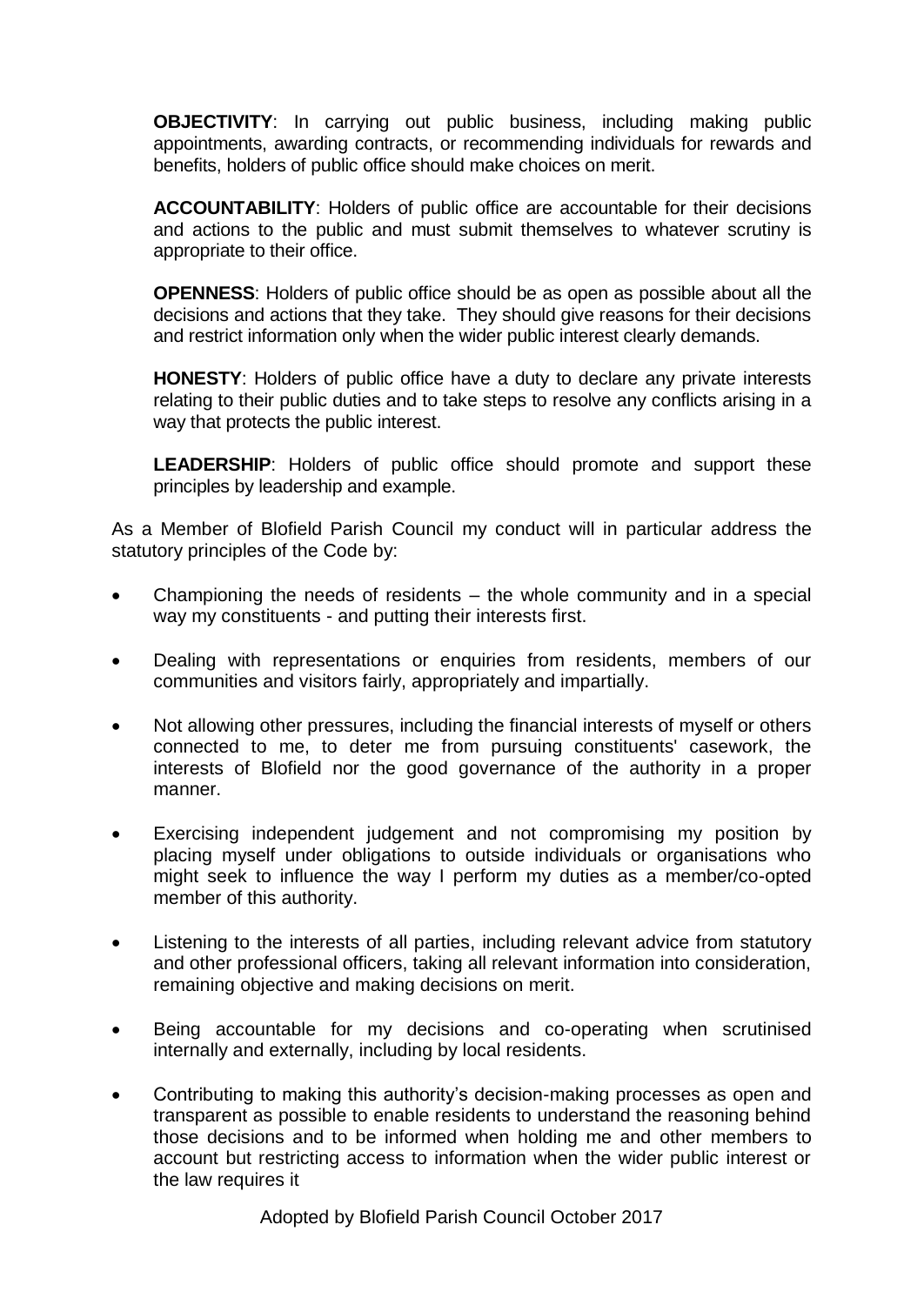**OBJECTIVITY**: In carrying out public business, including making public appointments, awarding contracts, or recommending individuals for rewards and benefits, holders of public office should make choices on merit.

**ACCOUNTABILITY**: Holders of public office are accountable for their decisions and actions to the public and must submit themselves to whatever scrutiny is appropriate to their office.

**OPENNESS**: Holders of public office should be as open as possible about all the decisions and actions that they take. They should give reasons for their decisions and restrict information only when the wider public interest clearly demands.

**HONESTY**: Holders of public office have a duty to declare any private interests relating to their public duties and to take steps to resolve any conflicts arising in a way that protects the public interest.

**LEADERSHIP**: Holders of public office should promote and support these principles by leadership and example.

As a Member of Blofield Parish Council my conduct will in particular address the statutory principles of the Code by:

- Championing the needs of residents – the whole community and in a special way my constituents - and putting their interests first.
- Dealing with representations or enquiries from residents, members of our communities and visitors fairly, appropriately and impartially.
- Not allowing other pressures, including the financial interests of myself or others connected to me, to deter me from pursuing constituents' casework, the interests of Blofield nor the good governance of the authority in a proper manner.
- Exercising independent judgement and not compromising my position by placing myself under obligations to outside individuals or organisations who might seek to influence the way I perform my duties as a member/co-opted member of this authority.
- Listening to the interests of all parties, including relevant advice from statutory and other professional officers, taking all relevant information into consideration, remaining objective and making decisions on merit.
- Being accountable for my decisions and co-operating when scrutinised internally and externally, including by local residents.
- Contributing to making this authority's decision-making processes as open and transparent as possible to enable residents to understand the reasoning behind those decisions and to be informed when holding me and other members to account but restricting access to information when the wider public interest or the law requires it

Adopted by Blofield Parish Council October 2017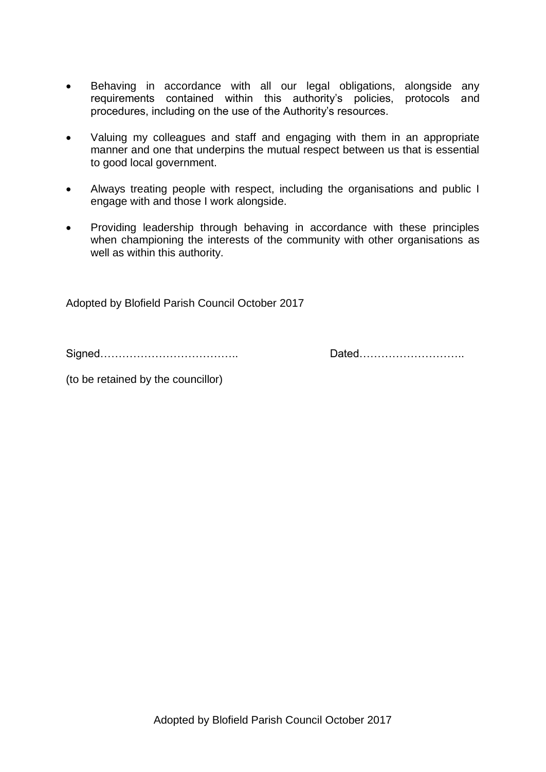- Behaving in accordance with all our legal obligations, alongside any requirements contained within this authority's policies, protocols and procedures, including on the use of the Authority's resources.

- Valuing my colleagues and staff and engaging with them in an appropriate manner and one that underpins the mutual respect between us that is essential to good local government.

- Always treating people with respect, including the organisations and public I engage with and those I work alongside.

- Providing leadership through behaving in accordance with these principles when championing the interests of the community with other organisations as well as within this authority.

Adopted by Blofield Parish Council October 2017

Signed……………………………….　　　　　　Dated………………………..

(to be retained by the councillor)